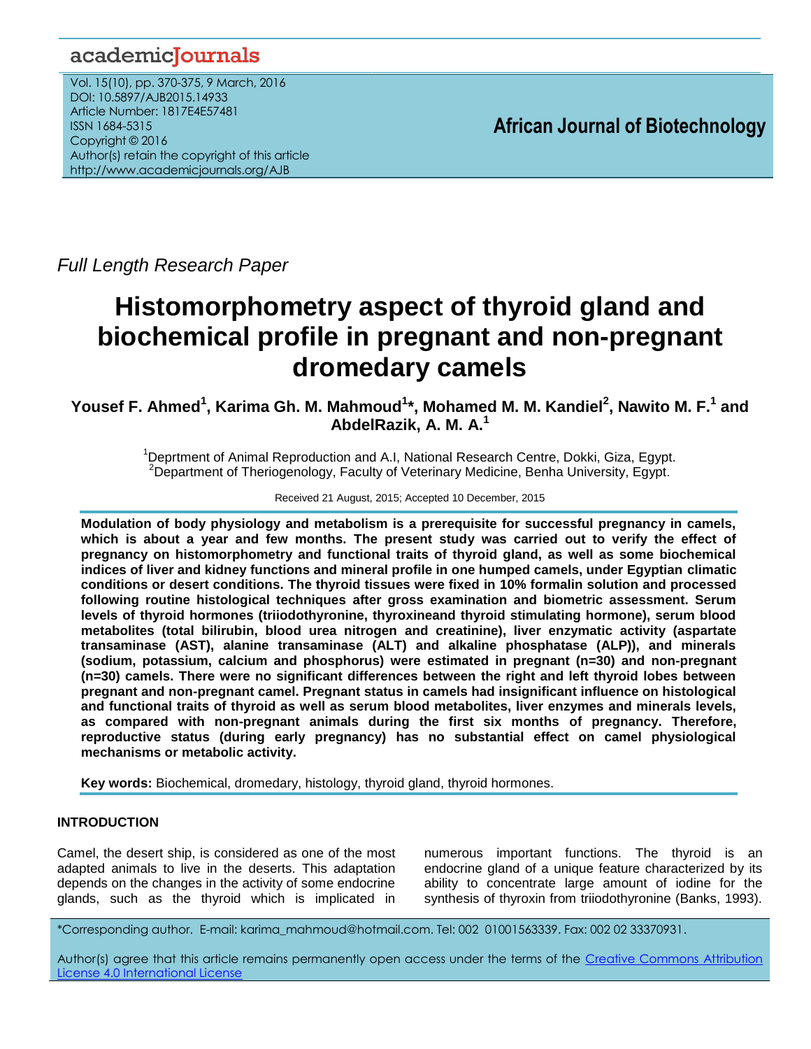*Full Length Research Paper*

# Histomorphometry aspect of thyroid gland and biochemical profile in pregnant and non-pregnant dromedary camels

**Yousef F. Ahmed[1], Karima Gh. M. Mahmoud[1]\*, Mohamed M. M. Kandiel[2], Nawito M. F.[1] and AbdelRazik, A. M. A.[1]**

[1]Deprtment of Animal Reproduction and A.I, National Research Centre, Dokki, Giza, Egypt.
[2]Department of Theriogenology, Faculty of Veterinary Medicine, Benha University, Egypt.

Received 21 August, 2015; Accepted 10 December, 2015

**Modulation of body physiology and metabolism is a prerequisite for successful pregnancy in camels, which is about a year and few months. The present study was carried out to verify the effect of pregnancy on histomorphometry and functional traits of thyroid gland, as well as some biochemical indices of liver and kidney functions and mineral profile in one humped camels, under Egyptian climatic conditions or desert conditions. The thyroid tissues were fixed in 10% formalin solution and processed following routine histological techniques after gross examination and biometric assessment. Serum levels of thyroid hormones (triiodothyronine, thyroxineand thyroid stimulating hormone), serum blood metabolites (total bilirubin, blood urea nitrogen and creatinine), liver enzymatic activity (aspartate transaminase (AST), alanine transaminase (ALT) and alkaline phosphatase (ALP)), and minerals (sodium, potassium, calcium and phosphorus) were estimated in pregnant (n=30) and non-pregnant (n=30) camels. There were no significant differences between the right and left thyroid lobes between pregnant and non-pregnant camel. Pregnant status in camels had insignificant influence on histological and functional traits of thyroid as well as serum blood metabolites, liver enzymes and minerals levels, as compared with non-pregnant animals during the first six months of pregnancy. Therefore, reproductive status (during early pregnancy) has no substantial effect on camel physiological mechanisms or metabolic activity.**

**Key words:** Biochemical, dromedary, histology, thyroid gland, thyroid hormones.

## INTRODUCTION

Camel, the desert ship, is considered as one of the most adapted animals to live in the deserts. This adaptation depends on the changes in the activity of some endocrine glands, such as the thyroid which is implicated in numerous important functions. The thyroid is an endocrine gland of a unique feature characterized by its ability to concentrate large amount of iodine for the synthesis of thyroxin from triiodothyronine (Banks, 1993).

\*Corresponding author. E-mail: karima_mahmoud@hotmail.com. Tel: 002 01001563339. Fax: 002 02 33370931.

Author(s) agree that this article remains permanently open access under the terms of the Creative Commons Attribution License 4.0 International License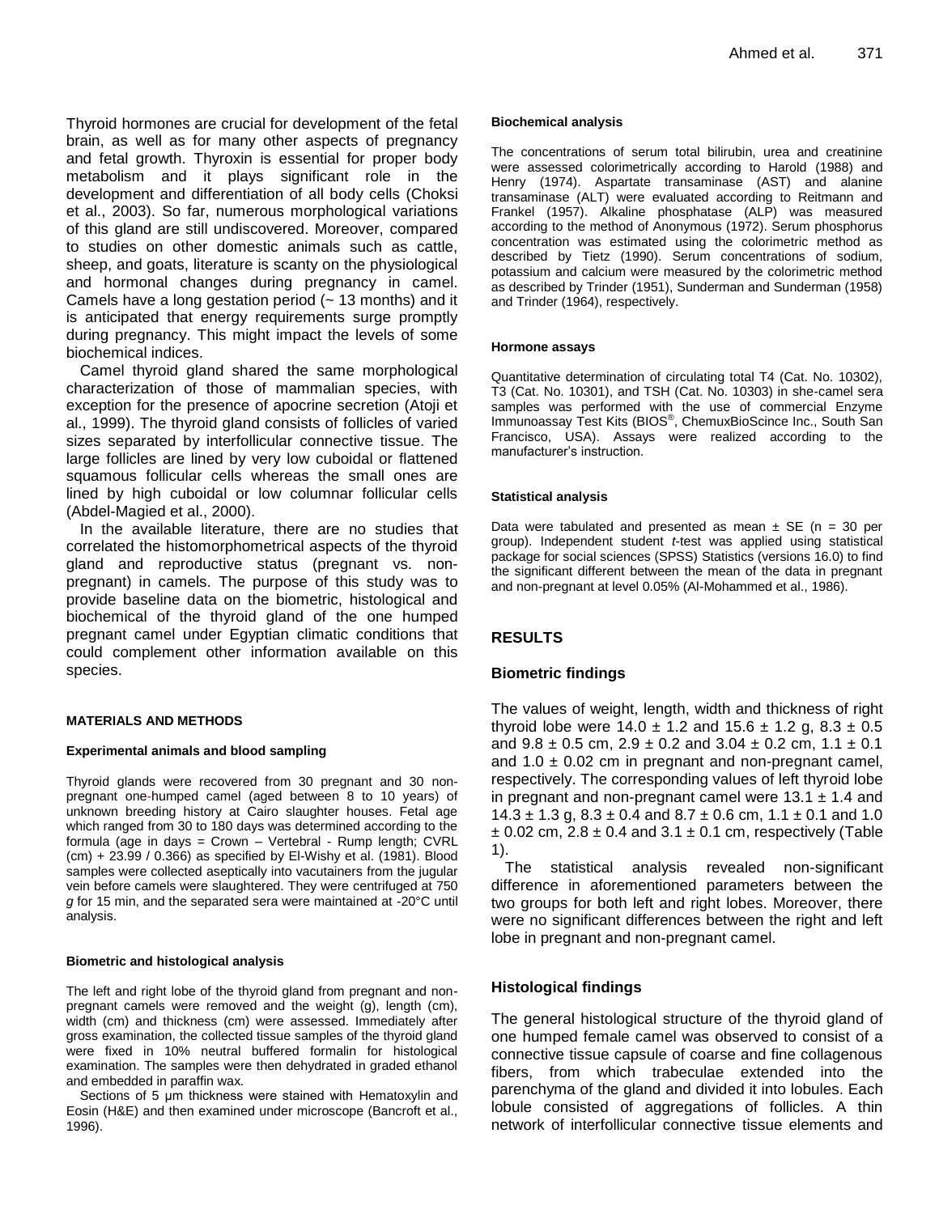Thyroid hormones are crucial for development of the fetal brain, as well as for many other aspects of pregnancy and fetal growth. Thyroxin is essential for proper body metabolism and it plays significant role in the development and differentiation of all body cells (Choksi et al., 2003). So far, numerous morphological variations of this gland are still undiscovered. Moreover, compared to studies on other domestic animals such as cattle, sheep, and goats, literature is scanty on the physiological and hormonal changes during pregnancy in camel. Camels have a long gestation period (~ 13 months) and it is anticipated that energy requirements surge promptly during pregnancy. This might impact the levels of some biochemical indices.

Camel thyroid gland shared the same morphological characterization of those of mammalian species, with exception for the presence of apocrine secretion (Atoji et al., 1999). The thyroid gland consists of follicles of varied sizes separated by interfollicular connective tissue. The large follicles are lined by very low cuboidal or flattened squamous follicular cells whereas the small ones are lined by high cuboidal or low columnar follicular cells (Abdel-Magied et al., 2000).

In the available literature, there are no studies that correlated the histomorphometrical aspects of the thyroid gland and reproductive status (pregnant vs. non-pregnant) in camels. The purpose of this study was to provide baseline data on the biometric, histological and biochemical of the thyroid gland of the one humped pregnant camel under Egyptian climatic conditions that could complement other information available on this species.

## MATERIALS AND METHODS

### Experimental animals and blood sampling

Thyroid glands were recovered from 30 pregnant and 30 non-pregnant one-humped camel (aged between 8 to 10 years) of unknown breeding history at Cairo slaughter houses. Fetal age which ranged from 30 to 180 days was determined according to the formula (age in days = Crown – Vertebral - Rump length; CVRL (cm) + 23.99 / 0.366) as specified by El-Wishy et al. (1981). Blood samples were collected aseptically into vacutainers from the jugular vein before camels were slaughtered. They were centrifuged at 750 *g* for 15 min, and the separated sera were maintained at -20°C until analysis.

### Biometric and histological analysis

The left and right lobe of the thyroid gland from pregnant and non-pregnant camels were removed and the weight (g), length (cm), width (cm) and thickness (cm) were assessed. Immediately after gross examination, the collected tissue samples of the thyroid gland were fixed in 10% neutral buffered formalin for histological examination. The samples were then dehydrated in graded ethanol and embedded in paraffin wax.

Sections of 5 μm thickness were stained with Hematoxylin and Eosin (H&E) and then examined under microscope (Bancroft et al., 1996).

### Biochemical analysis

The concentrations of serum total bilirubin, urea and creatinine were assessed colorimetrically according to Harold (1988) and Henry (1974). Aspartate transaminase (AST) and alanine transaminase (ALT) were evaluated according to Reitmann and Frankel (1957). Alkaline phosphatase (ALP) was measured according to the method of Anonymous (1972). Serum phosphorus concentration was estimated using the colorimetric method as described by Tietz (1990). Serum concentrations of sodium, potassium and calcium were measured by the colorimetric method as described by Trinder (1951), Sunderman and Sunderman (1958) and Trinder (1964), respectively.

### Hormone assays

Quantitative determination of circulating total T4 (Cat. No. 10302), T3 (Cat. No. 10301), and TSH (Cat. No. 10303) in she-camel sera samples was performed with the use of commercial Enzyme Immunoassay Test Kits (BIOS®, ChemuxBioScince Inc., South San Francisco, USA). Assays were realized according to the manufacturer's instruction.

### Statistical analysis

Data were tabulated and presented as mean ± SE (n = 30 per group). Independent student *t*-test was applied using statistical package for social sciences (SPSS) Statistics (versions 16.0) to find the significant different between the mean of the data in pregnant and non-pregnant at level 0.05% (Al-Mohammed et al., 1986).

## RESULTS

### Biometric findings

The values of weight, length, width and thickness of right thyroid lobe were 14.0 ± 1.2 and 15.6 ± 1.2 g, 8.3 ± 0.5 and 9.8 ± 0.5 cm, 2.9 ± 0.2 and 3.04 ± 0.2 cm, 1.1 ± 0.1 and 1.0 ± 0.02 cm in pregnant and non-pregnant camel, respectively. The corresponding values of left thyroid lobe in pregnant and non-pregnant camel were 13.1 ± 1.4 and 14.3 ± 1.3 g, 8.3 ± 0.4 and 8.7 ± 0.6 cm, 1.1 ± 0.1 and 1.0 ± 0.02 cm, 2.8 ± 0.4 and 3.1 ± 0.1 cm, respectively (Table 1).

The statistical analysis revealed non-significant difference in aforementioned parameters between the two groups for both left and right lobes. Moreover, there were no significant differences between the right and left lobe in pregnant and non-pregnant camel.

### Histological findings

The general histological structure of the thyroid gland of one humped female camel was observed to consist of a connective tissue capsule of coarse and fine collagenous fibers, from which trabeculae extended into the parenchyma of the gland and divided it into lobules. Each lobule consisted of aggregations of follicles. A thin network of interfollicular connective tissue elements and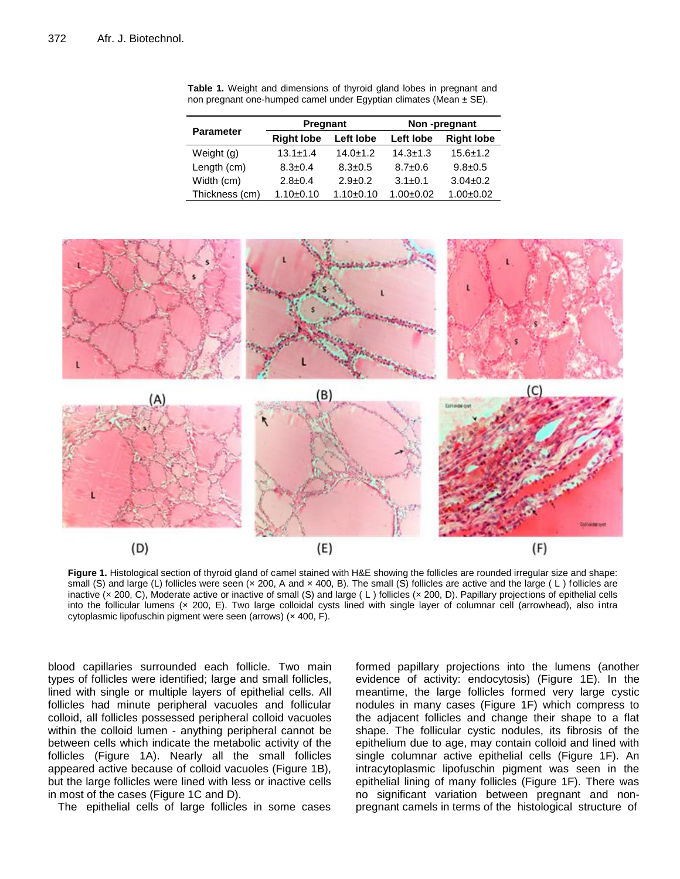**Table 1.** Weight and dimensions of thyroid gland lobes in pregnant and non pregnant one-humped camel under Egyptian climates (Mean ± SE).

| Parameter | Pregnant | | Non -pregnant | |
|---|---|---|---|---|
| | Right lobe | Left lobe | Left lobe | Right lobe |
| Weight (g) | 13.1±1.4 | 14.0±1.2 | 14.3±1.3 | 15.6±1.2 |
| Length (cm) | 8.3±0.4 | 8.3±0.5 | 8.7±0.6 | 9.8±0.5 |
| Width (cm) | 2.8±0.4 | 2.9±0.2 | 3.1±0.1 | 3.04±0.2 |
| Thickness (cm) | 1.10±0.10 | 1.10±0.10 | 1.00±0.02 | 1.00±0.02 |

**Figure 1.** Histological section of thyroid gland of camel stained with H&E showing the follicles are rounded irregular size and shape: small (S) and large (L) follicles were seen (× 200, A and × 400, B). The small (S) follicles are active and the large ( L ) follicles are inactive (× 200, C), Moderate active or inactive of small (S) and large ( L ) follicles (× 200, D). Papillary projections of epithelial cells into the follicular lumens (× 200, E). Two large colloidal cysts lined with single layer of columnar cell (arrowhead), also intra cytoplasmic lipofuschin pigment were seen (arrows) (× 400, F).

blood capillaries surrounded each follicle. Two main types of follicles were identified; large and small follicles, lined with single or multiple layers of epithelial cells. All follicles had minute peripheral vacuoles and follicular colloid, all follicles possessed peripheral colloid vacuoles within the colloid lumen - anything peripheral cannot be between cells which indicate the metabolic activity of the follicles (Figure 1A). Nearly all the small follicles appeared active because of colloid vacuoles (Figure 1B), but the large follicles were lined with less or inactive cells in most of the cases (Figure 1C and D).

The epithelial cells of large follicles in some cases formed papillary projections into the lumens (another evidence of activity: endocytosis) (Figure 1E). In the meantime, the large follicles formed very large cystic nodules in many cases (Figure 1F) which compress to the adjacent follicles and change their shape to a flat shape. The follicular cystic nodules, its fibrosis of the epithelium due to age, may contain colloid and lined with single columnar active epithelial cells (Figure 1F). An intracytoplasmic lipofuschin pigment was seen in the epithelial lining of many follicles (Figure 1F). There was no significant variation between pregnant and non-pregnant camels in terms of the histological structure of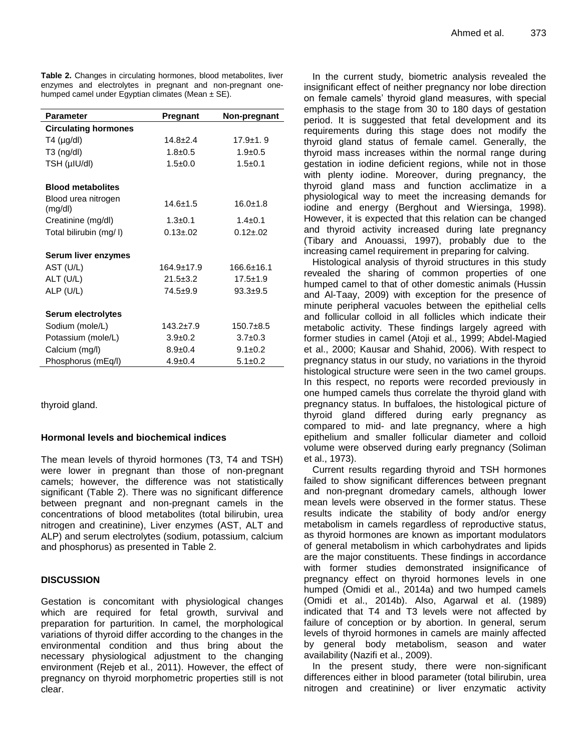**Table 2.** Changes in circulating hormones, blood metabolites, liver enzymes and electrolytes in pregnant and non-pregnant one-humped camel under Egyptian climates (Mean ± SE).

| Parameter | Pregnant | Non-pregnant |
|---|---|---|
| **Circulating hormones** | | |
| T4 (µg/dl) | 14.8±2.4 | 17.9±1. 9 |
| T3 (ng/dl) | 1.8±0.5 | 1.9±0.5 |
| TSH (µIU/dl) | 1.5±0.0 | 1.5±0.1 |
| | | |
| **Blood metabolites** | | |
| Blood urea nitrogen (mg/dl) | 14.6±1.5 | 16.0±1.8 |
| Creatinine (mg/dl) | 1.3±0.1 | 1.4±0.1 |
| Total bilirubin (mg/ l) | 0.13±.02 | 0.12±.02 |
| | | |
| **Serum liver enzymes** | | |
| AST (U/L) | 164.9±17.9 | 166.6±16.1 |
| ALT (U/L) | 21.5±3.2 | 17.5±1.9 |
| ALP (U/L) | 74.5±9.9 | 93.3±9.5 |
| | | |
| **Serum electrolytes** | | |
| Sodium (mole/L) | 143.2±7.9 | 150.7±8.5 |
| Potassium (mole/L) | 3.9±0.2 | 3.7±0.3 |
| Calcium (mg/l) | 8.9±0.4 | 9.1±0.2 |
| Phosphorus (mEq/l) | 4.9±0.4 | 5.1±0.2 |

thyroid gland.

### Hormonal levels and biochemical indices

The mean levels of thyroid hormones (T3, T4 and TSH) were lower in pregnant than those of non-pregnant camels; however, the difference was not statistically significant (Table 2). There was no significant difference between pregnant and non-pregnant camels in the concentrations of blood metabolites (total bilirubin, urea nitrogen and creatinine), Liver enzymes (AST, ALT and ALP) and serum electrolytes (sodium, potassium, calcium and phosphorus) as presented in Table 2.

## DISCUSSION

Gestation is concomitant with physiological changes which are required for fetal growth, survival and preparation for parturition. In camel, the morphological variations of thyroid differ according to the changes in the environmental condition and thus bring about the necessary physiological adjustment to the changing environment (Rejeb et al., 2011). However, the effect of pregnancy on thyroid morphometric properties still is not clear.

In the current study, biometric analysis revealed the insignificant effect of neither pregnancy nor lobe direction on female camels' thyroid gland measures, with special emphasis to the stage from 30 to 180 days of gestation period. It is suggested that fetal development and its requirements during this stage does not modify the thyroid gland status of female camel. Generally, the thyroid mass increases within the normal range during gestation in iodine deficient regions, while not in those with plenty iodine. Moreover, during pregnancy, the thyroid gland mass and function acclimatize in a physiological way to meet the increasing demands for iodine and energy (Berghout and Wiersinga, 1998). However, it is expected that this relation can be changed and thyroid activity increased during late pregnancy (Tibary and Anouassi, 1997), probably due to the increasing camel requirement in preparing for calving.

Histological analysis of thyroid structures in this study revealed the sharing of common properties of one humped camel to that of other domestic animals (Hussin and Al-Taay, 2009) with exception for the presence of minute peripheral vacuoles between the epithelial cells and follicular colloid in all follicles which indicate their metabolic activity. These findings largely agreed with former studies in camel (Atoji et al., 1999; Abdel-Magied et al., 2000; Kausar and Shahid, 2006). With respect to pregnancy status in our study, no variations in the thyroid histological structure were seen in the two camel groups. In this respect, no reports were recorded previously in one humped camels thus correlate the thyroid gland with pregnancy status. In buffaloes, the histological picture of thyroid gland differed during early pregnancy as compared to mid- and late pregnancy, where a high epithelium and smaller follicular diameter and colloid volume were observed during early pregnancy (Soliman et al., 1973).

Current results regarding thyroid and TSH hormones failed to show significant differences between pregnant and non-pregnant dromedary camels, although lower mean levels were observed in the former status. These results indicate the stability of body and/or energy metabolism in camels regardless of reproductive status, as thyroid hormones are known as important modulators of general metabolism in which carbohydrates and lipids are the major constituents. These findings in accordance with former studies demonstrated insignificance of pregnancy effect on thyroid hormones levels in one humped (Omidi et al., 2014a) and two humped camels (Omidi et al., 2014b). Also, Agarwal et al. (1989) indicated that T4 and T3 levels were not affected by failure of conception or by abortion. In general, serum levels of thyroid hormones in camels are mainly affected by general body metabolism, season and water availability (Nazifi et al., 2009).

In the present study, there were non-significant differences either in blood parameter (total bilirubin, urea nitrogen and creatinine) or liver enzymatic activity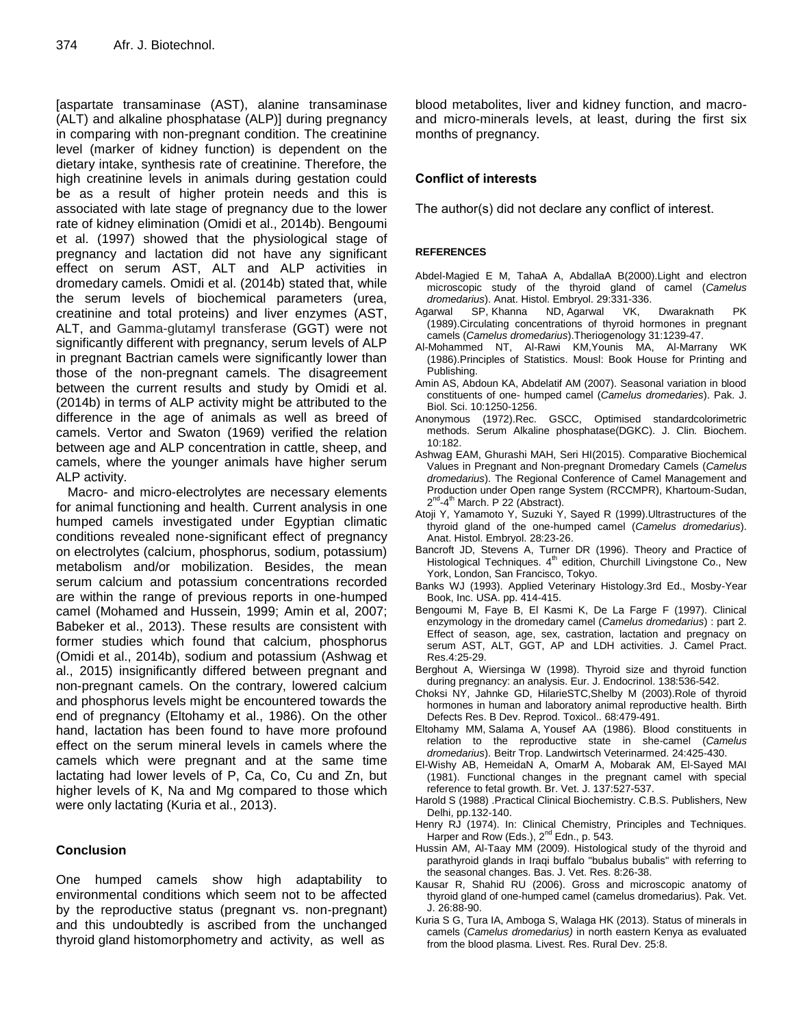[aspartate transaminase (AST), alanine transaminase (ALT) and alkaline phosphatase (ALP)] during pregnancy in comparing with non-pregnant condition. The creatinine level (marker of kidney function) is dependent on the dietary intake, synthesis rate of creatinine. Therefore, the high creatinine levels in animals during gestation could be as a result of higher protein needs and this is associated with late stage of pregnancy due to the lower rate of kidney elimination (Omidi et al., 2014b). Bengoumi et al. (1997) showed that the physiological stage of pregnancy and lactation did not have any significant effect on serum AST, ALT and ALP activities in dromedary camels. Omidi et al. (2014b) stated that, while the serum levels of biochemical parameters (urea, creatinine and total proteins) and liver enzymes (AST, ALT, and Gamma-glutamyl transferase (GGT) were not significantly different with pregnancy, serum levels of ALP in pregnant Bactrian camels were significantly lower than those of the non-pregnant camels. The disagreement between the current results and study by Omidi et al. (2014b) in terms of ALP activity might be attributed to the difference in the age of animals as well as breed of camels. Vertor and Swaton (1969) verified the relation between age and ALP concentration in cattle, sheep, and camels, where the younger animals have higher serum ALP activity.

Macro- and micro-electrolytes are necessary elements for animal functioning and health. Current analysis in one humped camels investigated under Egyptian climatic conditions revealed none-significant effect of pregnancy on electrolytes (calcium, phosphorus, sodium, potassium) metabolism and/or mobilization. Besides, the mean serum calcium and potassium concentrations recorded are within the range of previous reports in one-humped camel (Mohamed and Hussein, 1999; Amin et al, 2007; Babeker et al., 2013). These results are consistent with former studies which found that calcium, phosphorus (Omidi et al., 2014b), sodium and potassium (Ashwag et al., 2015) insignificantly differed between pregnant and non-pregnant camels. On the contrary, lowered calcium and phosphorus levels might be encountered towards the end of pregnancy (Eltohamy et al., 1986). On the other hand, lactation has been found to have more profound effect on the serum mineral levels in camels where the camels which were pregnant and at the same time lactating had lower levels of P, Ca, Co, Cu and Zn, but higher levels of K, Na and Mg compared to those which were only lactating (Kuria et al., 2013).

## Conclusion

One humped camels show high adaptability to environmental conditions which seem not to be affected by the reproductive status (pregnant vs. non-pregnant) and this undoubtedly is ascribed from the unchanged thyroid gland histomorphometry and activity, as well as blood metabolites, liver and kidney function, and macro- and micro-minerals levels, at least, during the first six months of pregnancy.

## Conflict of interests

The author(s) did not declare any conflict of interest.

## REFERENCES

Abdel-Magied E M, TahaA A, AbdallaA B(2000).Light and electron microscopic study of the thyroid gland of camel (*Camelus dromedarius*). Anat. Histol. Embryol. 29:331-336.

Agarwal SP, Khanna ND, Agarwal VK, Dwaraknath PK (1989).Circulating concentrations of thyroid hormones in pregnant camels (*Camelus dromedarius*).Theriogenology 31:1239-47.

Al-Mohammed NT, Al-Rawi KM,Younis MA, Al-Marrany WK (1986).Principles of Statistics. Mousl: Book House for Printing and Publishing.

Amin AS, Abdoun KA, Abdelatif AM (2007). Seasonal variation in blood constituents of one- humped camel (*Camelus dromedaries*). Pak. J. Biol. Sci. 10:1250-1256.

Anonymous (1972).Rec. GSCC, Optimised standardcolorimetric methods. Serum Alkaline phosphatase(DGKC). J. Clin. Biochem. 10:182.

Ashwag EAM, Ghurashi MAH, Seri HI(2015). Comparative Biochemical Values in Pregnant and Non-pregnant Dromedary Camels (*Camelus dromedarius*). The Regional Conference of Camel Management and Production under Open range System (RCCMPR), Khartoum-Sudan, 2nd-4th March. P 22 (Abstract).

Atoji Y, Yamamoto Y, Suzuki Y, Sayed R (1999).Ultrastructures of the thyroid gland of the one-humped camel (*Camelus dromedarius*). Anat. Histol. Embryol. 28:23-26.

Bancroft JD, Stevens A, Turner DR (1996). Theory and Practice of Histological Techniques. 4th edition, Churchill Livingstone Co., New York, London, San Francisco, Tokyo.

Banks WJ (1993). Applied Veterinary Histology.3rd Ed., Mosby-Year Book, Inc. USA. pp. 414-415.

Bengoumi M, Faye B, El Kasmi K, De La Farge F (1997). Clinical enzymology in the dromedary camel (*Camelus dromedarius*) : part 2. Effect of season, age, sex, castration, lactation and pregnacy on serum AST, ALT, GGT, AP and LDH activities. J. Camel Pract. Res.4:25-29.

Berghout A, Wiersinga W (1998). Thyroid size and thyroid function during pregnancy: an analysis. Eur. J. Endocrinol. 138:536-542.

Choksi NY, Jahnke GD, HilarieSTC,Shelby M (2003).Role of thyroid hormones in human and laboratory animal reproductive health. Birth Defects Res. B Dev. Reprod. Toxicol.. 68:479-491.

Eltohamy MM, Salama A, Yousef AA (1986). Blood constituents in relation to the reproductive state in she-camel (*Camelus dromedarius*). Beitr Trop. Landwirtsch Veterinarmed. 24:425-430.

El-Wishy AB, HemeidaN A, OmarM A, Mobarak AM, El-Sayed MAI (1981). Functional changes in the pregnant camel with special reference to fetal growth. Br. Vet. J. 137:527-537.

Harold S (1988) .Practical Clinical Biochemistry. C.B.S. Publishers, New Delhi, pp.132-140.

Henry RJ (1974). In: Clinical Chemistry, Principles and Techniques. Harper and Row (Eds.), 2nd Edn., p. 543.

Hussin AM, Al-Taay MM (2009). Histological study of the thyroid and parathyroid glands in Iraqi buffalo "bubalus bubalis" with referring to the seasonal changes. Bas. J. Vet. Res. 8:26-38.

Kausar R, Shahid RU (2006). Gross and microscopic anatomy of thyroid gland of one-humped camel (camelus dromedarius). Pak. Vet. J. 26:88-90.

Kuria S G, Tura IA, Amboga S, Walaga HK (2013). Status of minerals in camels (*Camelus dromedarius)* in north eastern Kenya as evaluated from the blood plasma. Livest. Res. Rural Dev. 25:8.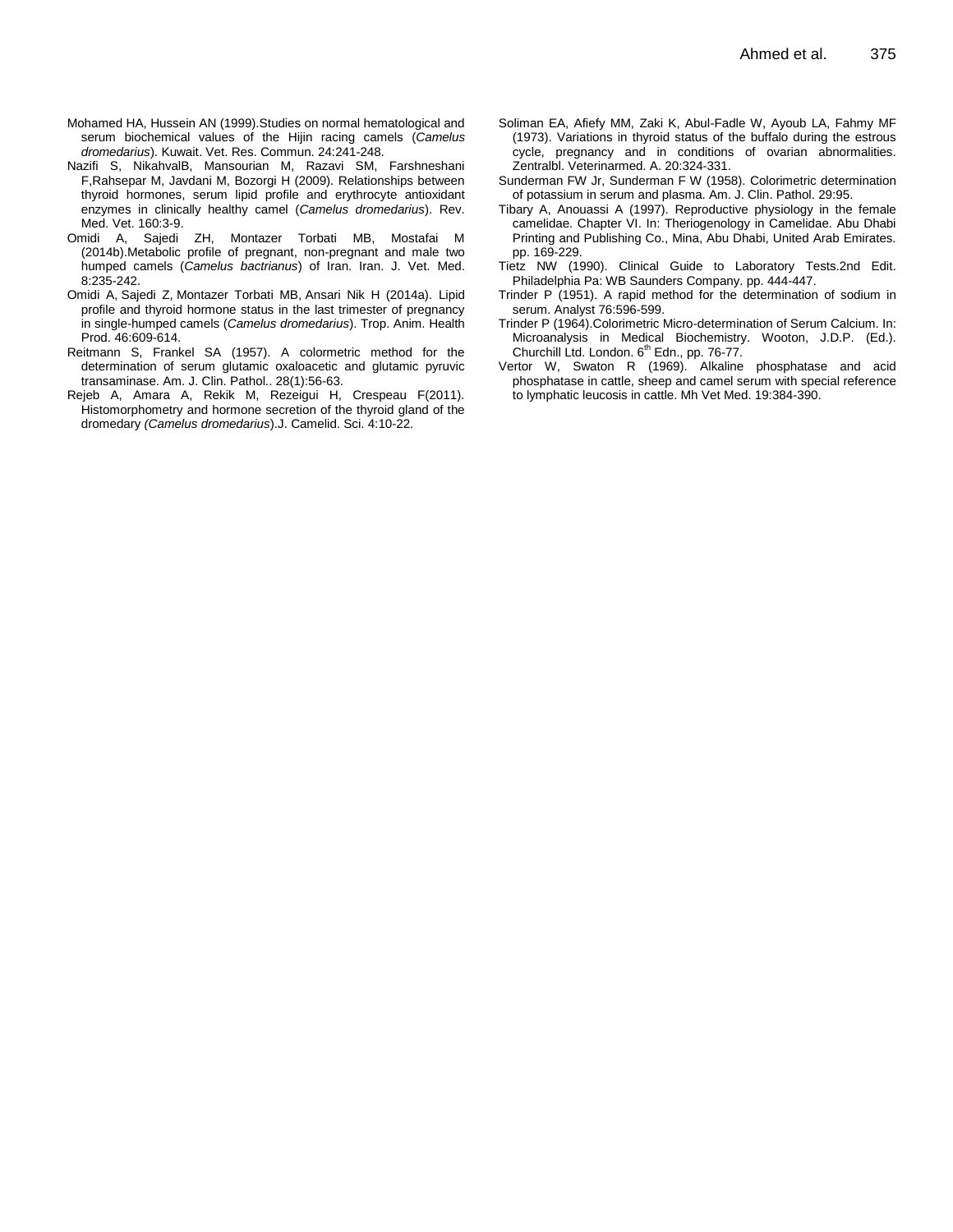Mohamed HA, Hussein AN (1999).Studies on normal hematological and serum biochemical values of the Hijin racing camels (*Camelus dromedarius*). Kuwait. Vet. Res. Commun. 24:241-248.

Nazifi S, NikahvalB, Mansourian M, Razavi SM, Farshneshani F,Rahsepar M, Javdani M, Bozorgi H (2009). Relationships between thyroid hormones, serum lipid profile and erythrocyte antioxidant enzymes in clinically healthy camel (*Camelus dromedarius*). Rev. Med. Vet. 160:3-9.

Omidi A, Sajedi ZH, Montazer Torbati MB, Mostafai M (2014b).Metabolic profile of pregnant, non-pregnant and male two humped camels (*Camelus bactrianus*) of Iran. Iran. J. Vet. Med. 8:235-242.

Omidi A, Sajedi Z, Montazer Torbati MB, Ansari Nik H (2014a). Lipid profile and thyroid hormone status in the last trimester of pregnancy in single-humped camels (*Camelus dromedarius*). Trop. Anim. Health Prod. 46:609-614.

Reitmann S, Frankel SA (1957). A colormetric method for the determination of serum glutamic oxaloacetic and glutamic pyruvic transaminase. Am. J. Clin. Pathol.. 28(1):56-63.

Rejeb A, Amara A, Rekik M, Rezeigui H, Crespeau F(2011). Histomorphometry and hormone secretion of the thyroid gland of the dromedary *(Camelus dromedarius*).J. Camelid. Sci. 4:10-22.

Soliman EA, Afiefy MM, Zaki K, Abul-Fadle W, Ayoub LA, Fahmy MF (1973). Variations in thyroid status of the buffalo during the estrous cycle, pregnancy and in conditions of ovarian abnormalities. Zentralbl. Veterinarmed. A. 20:324-331.

Sunderman FW Jr, Sunderman F W (1958). Colorimetric determination of potassium in serum and plasma. Am. J. Clin. Pathol. 29:95.

Tibary A, Anouassi A (1997). Reproductive physiology in the female camelidae. Chapter VI. In: Theriogenology in Camelidae. Abu Dhabi Printing and Publishing Co., Mina, Abu Dhabi, United Arab Emirates. pp. 169-229.

Tietz NW (1990). Clinical Guide to Laboratory Tests.2nd Edit. Philadelphia Pa: WB Saunders Company. pp. 444-447.

Trinder P (1951). A rapid method for the determination of sodium in serum. Analyst 76:596-599.

Trinder P (1964).Colorimetric Micro-determination of Serum Calcium. In: Microanalysis in Medical Biochemistry. Wooton, J.D.P. (Ed.). Churchill Ltd. London. 6th Edn., pp. 76-77.

Vertor W, Swaton R (1969). Alkaline phosphatase and acid phosphatase in cattle, sheep and camel serum with special reference to lymphatic leucosis in cattle. Mh Vet Med. 19:384-390.